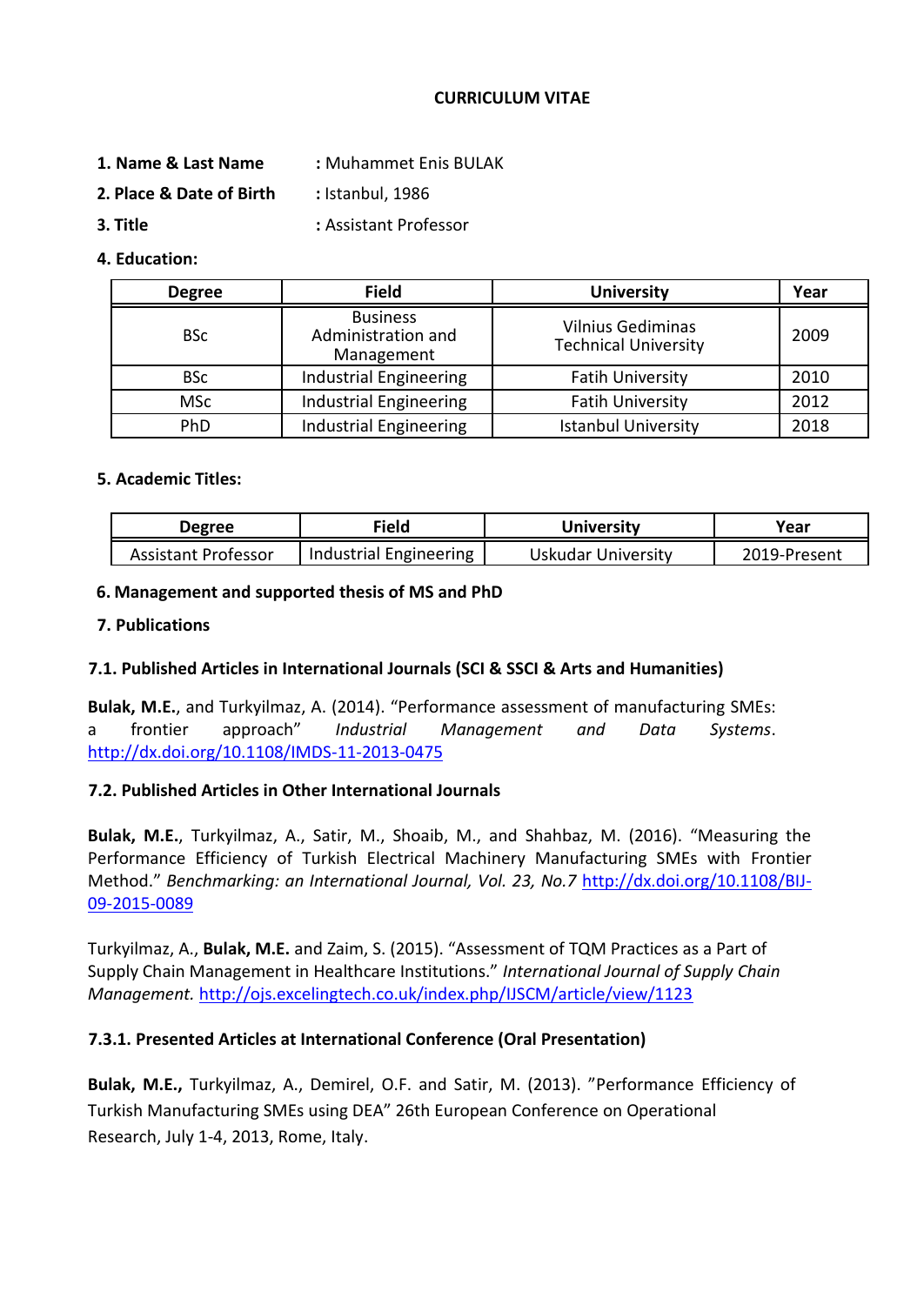# CURRICULUM VITAE

**1. Name & Last Name** : Muhammet Enis BULAK

**2. Place & Date of Birth** : Istanbul, 1986

**3. Title** : Assistant Professor

**4. Education:**

| Degree | Field | University | Year |
|---|---|---|---|
| BSc | Business Administration and Management | Vilnius Gediminas Technical University | 2009 |
| BSc | Industrial Engineering | Fatih University | 2010 |
| MSc | Industrial Engineering | Fatih University | 2012 |
| PhD | Industrial Engineering | Istanbul University | 2018 |

**5. Academic Titles:**

| Degree | Field | University | Year |
|---|---|---|---|
| Assistant Professor | Industrial Engineering | Uskudar University | 2019-Present |

**6. Management and supported thesis of MS and PhD**

**7. Publications**

**7.1. Published Articles in International Journals (SCI & SSCI & Arts and Humanities)**

**Bulak, M.E.**, and Turkyilmaz, A. (2014). "Performance assessment of manufacturing SMEs: a frontier approach" *Industrial Management and Data Systems*. http://dx.doi.org/10.1108/IMDS-11-2013-0475

**7.2. Published Articles in Other International Journals**

**Bulak, M.E.**, Turkyilmaz, A., Satir, M., Shoaib, M., and Shahbaz, M. (2016). "Measuring the Performance Efficiency of Turkish Electrical Machinery Manufacturing SMEs with Frontier Method." *Benchmarking: an International Journal, Vol. 23, No.7* http://dx.doi.org/10.1108/BIJ-09-2015-0089

Turkyilmaz, A., **Bulak, M.E.** and Zaim, S. (2015). "Assessment of TQM Practices as a Part of Supply Chain Management in Healthcare Institutions." *International Journal of Supply Chain Management.* http://ojs.excelingtech.co.uk/index.php/IJSCM/article/view/1123

**7.3.1. Presented Articles at International Conference (Oral Presentation)**

**Bulak, M.E.,** Turkyilmaz, A., Demirel, O.F. and Satir, M. (2013). "Performance Efficiency of Turkish Manufacturing SMEs using DEA" 26th European Conference on Operational Research, July 1-4, 2013, Rome, Italy.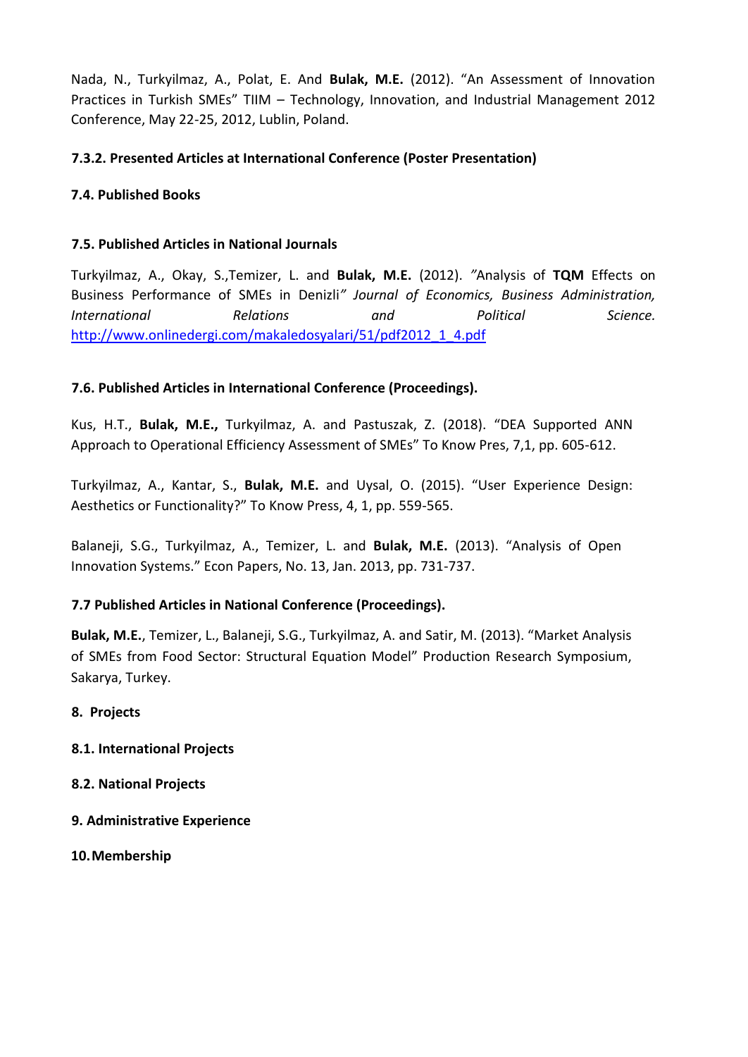Nada, N., Turkyilmaz, A., Polat, E. And **Bulak, M.E.** (2012). "An Assessment of Innovation Practices in Turkish SMEs" TIIM – Technology, Innovation, and Industrial Management 2012 Conference, May 22-25, 2012, Lublin, Poland.

**7.3.2. Presented Articles at International Conference (Poster Presentation)**

**7.4. Published Books**

**7.5. Published Articles in National Journals**

Turkyilmaz, A., Okay, S.,Temizer, L. and **Bulak, M.E.** (2012). *"*Analysis of **TQM** Effects on Business Performance of SMEs in Denizli*" Journal of Economics, Business Administration, International Relations and Political Science.* [http://www.onlinedergi.com/makaledosyalari/51/pdf2012_1_4.pdf](http://www.onlinedergi.com/makaledosyalari/51/pdf2012_1_4.pdf)

**7.6. Published Articles in International Conference (Proceedings).**

Kus, H.T., **Bulak, M.E.,** Turkyilmaz, A. and Pastuszak, Z. (2018). "DEA Supported ANN Approach to Operational Efficiency Assessment of SMEs" To Know Pres, 7,1, pp. 605-612.

Turkyilmaz, A., Kantar, S., **Bulak, M.E.** and Uysal, O. (2015). "User Experience Design: Aesthetics or Functionality?" To Know Press, 4, 1, pp. 559-565.

Balaneji, S.G., Turkyilmaz, A., Temizer, L. and **Bulak, M.E.** (2013). "Analysis of Open Innovation Systems." Econ Papers, No. 13, Jan. 2013, pp. 731-737.

**7.7 Published Articles in National Conference (Proceedings).**

**Bulak, M.E.**, Temizer, L., Balaneji, S.G., Turkyilmaz, A. and Satir, M. (2013). "Market Analysis of SMEs from Food Sector: Structural Equation Model" Production Research Symposium, Sakarya, Turkey.

**8. Projects**

**8.1. International Projects**

**8.2. National Projects**

**9. Administrative Experience**

**10. Membership**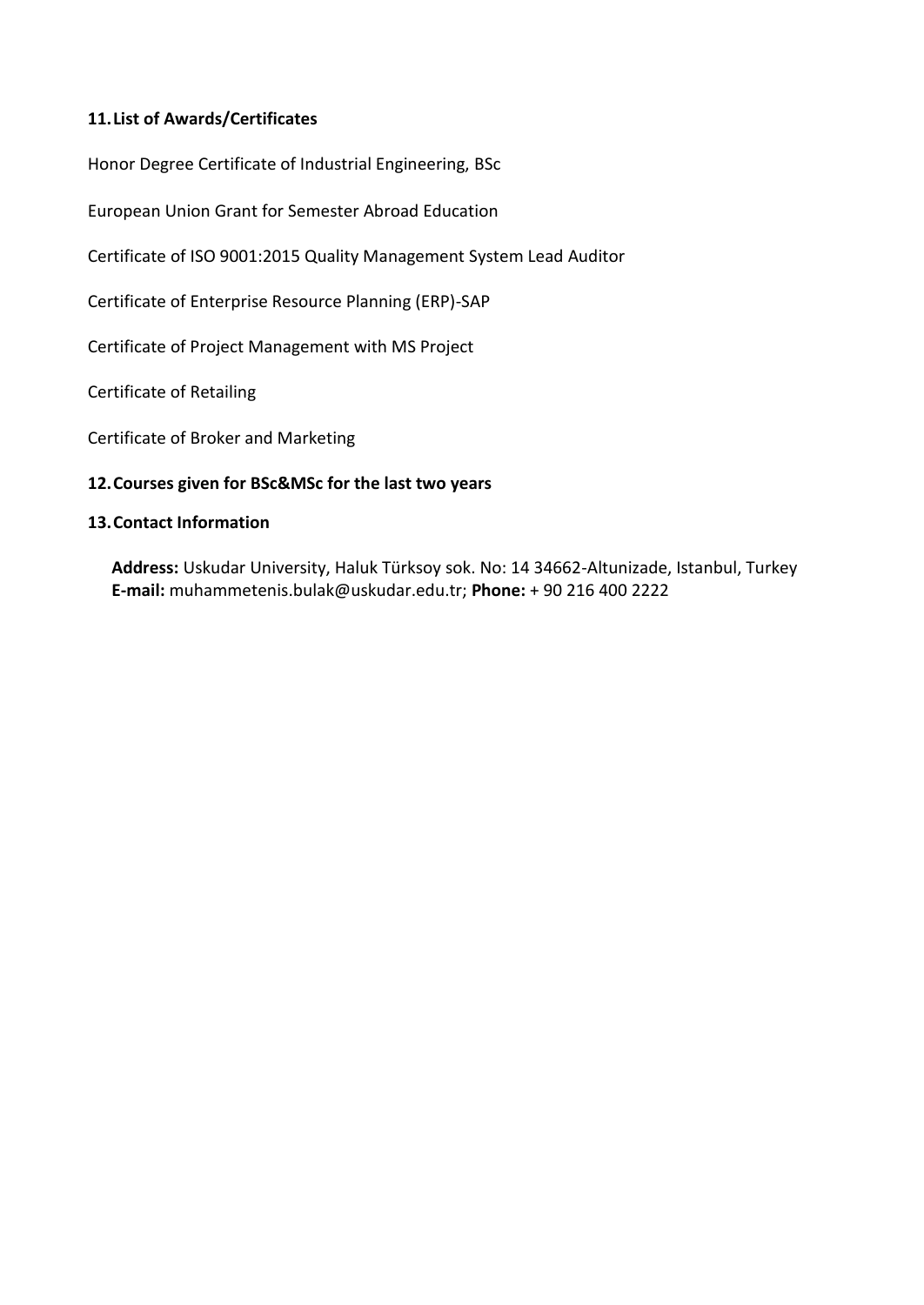## 11. List of Awards/Certificates

Honor Degree Certificate of Industrial Engineering, BSc

European Union Grant for Semester Abroad Education

Certificate of ISO 9001:2015 Quality Management System Lead Auditor

Certificate of Enterprise Resource Planning (ERP)-SAP

Certificate of Project Management with MS Project

Certificate of Retailing

Certificate of Broker and Marketing

## 12. Courses given for BSc&MSc for the last two years

## 13. Contact Information

**Address:** Uskudar University, Haluk Türksoy sok. No: 14 34662-Altunizade, Istanbul, Turkey
**E-mail:** muhammetenis.bulak@uskudar.edu.tr; **Phone:** + 90 216 400 2222